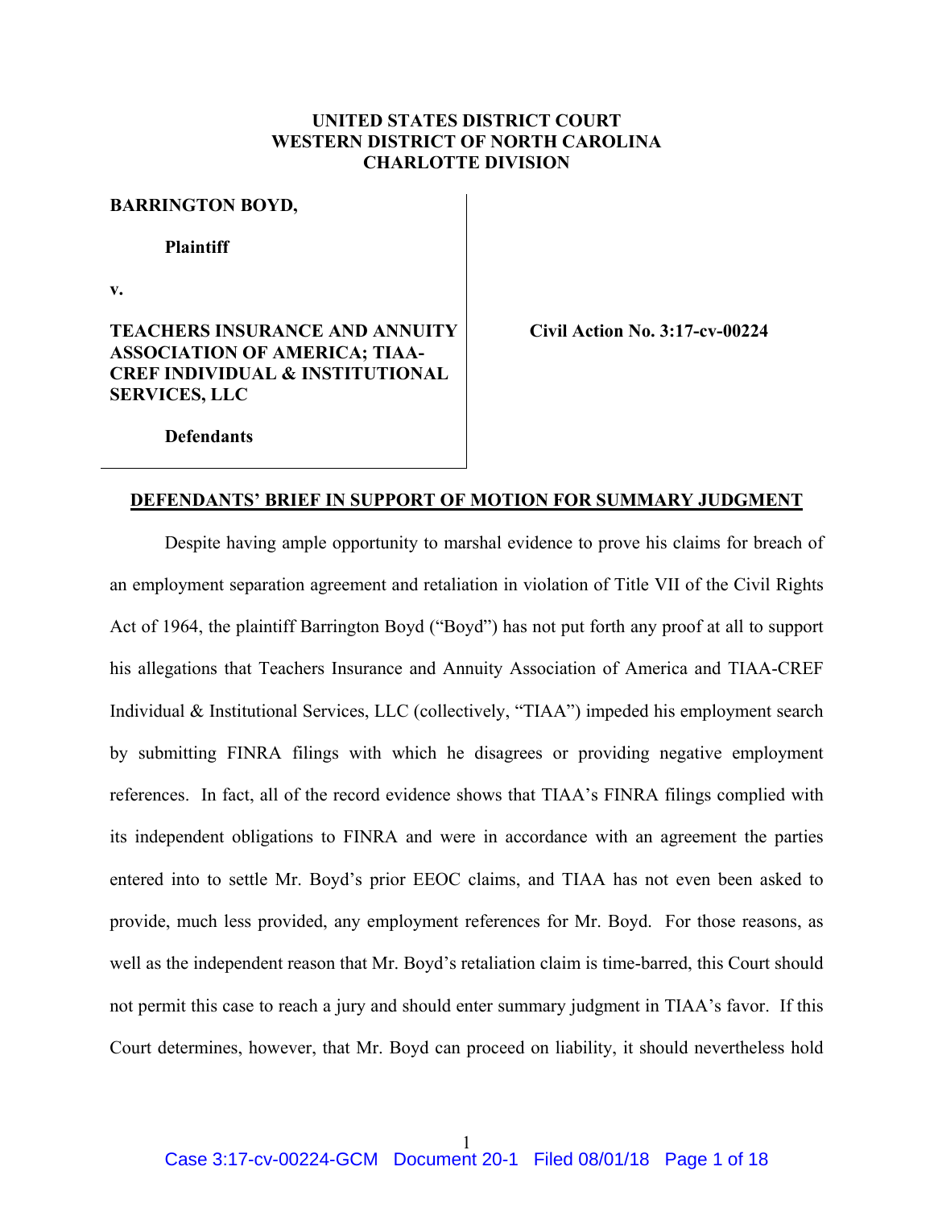**UNITED STATES DISTRICT COURT**
**WESTERN DISTRICT OF NORTH CAROLINA**
**CHARLOTTE DIVISION**

| | |
|---|---|
| **BARRINGTON BOYD,**<br><br>**Plaintiff**<br><br>**v.**<br><br>**TEACHERS INSURANCE AND ANNUITY ASSOCIATION OF AMERICA; TIAA-CREF INDIVIDUAL & INSTITUTIONAL SERVICES, LLC**<br><br>**Defendants** | **Civil Action No. 3:17-cv-00224** |

**DEFENDANTS' BRIEF IN SUPPORT OF MOTION FOR SUMMARY JUDGMENT**

Despite having ample opportunity to marshal evidence to prove his claims for breach of an employment separation agreement and retaliation in violation of Title VII of the Civil Rights Act of 1964, the plaintiff Barrington Boyd ("Boyd") has not put forth any proof at all to support his allegations that Teachers Insurance and Annuity Association of America and TIAA-CREF Individual & Institutional Services, LLC (collectively, "TIAA") impeded his employment search by submitting FINRA filings with which he disagrees or providing negative employment references. In fact, all of the record evidence shows that TIAA's FINRA filings complied with its independent obligations to FINRA and were in accordance with an agreement the parties entered into to settle Mr. Boyd's prior EEOC claims, and TIAA has not even been asked to provide, much less provided, any employment references for Mr. Boyd. For those reasons, as well as the independent reason that Mr. Boyd's retaliation claim is time-barred, this Court should not permit this case to reach a jury and should enter summary judgment in TIAA's favor. If this Court determines, however, that Mr. Boyd can proceed on liability, it should nevertheless hold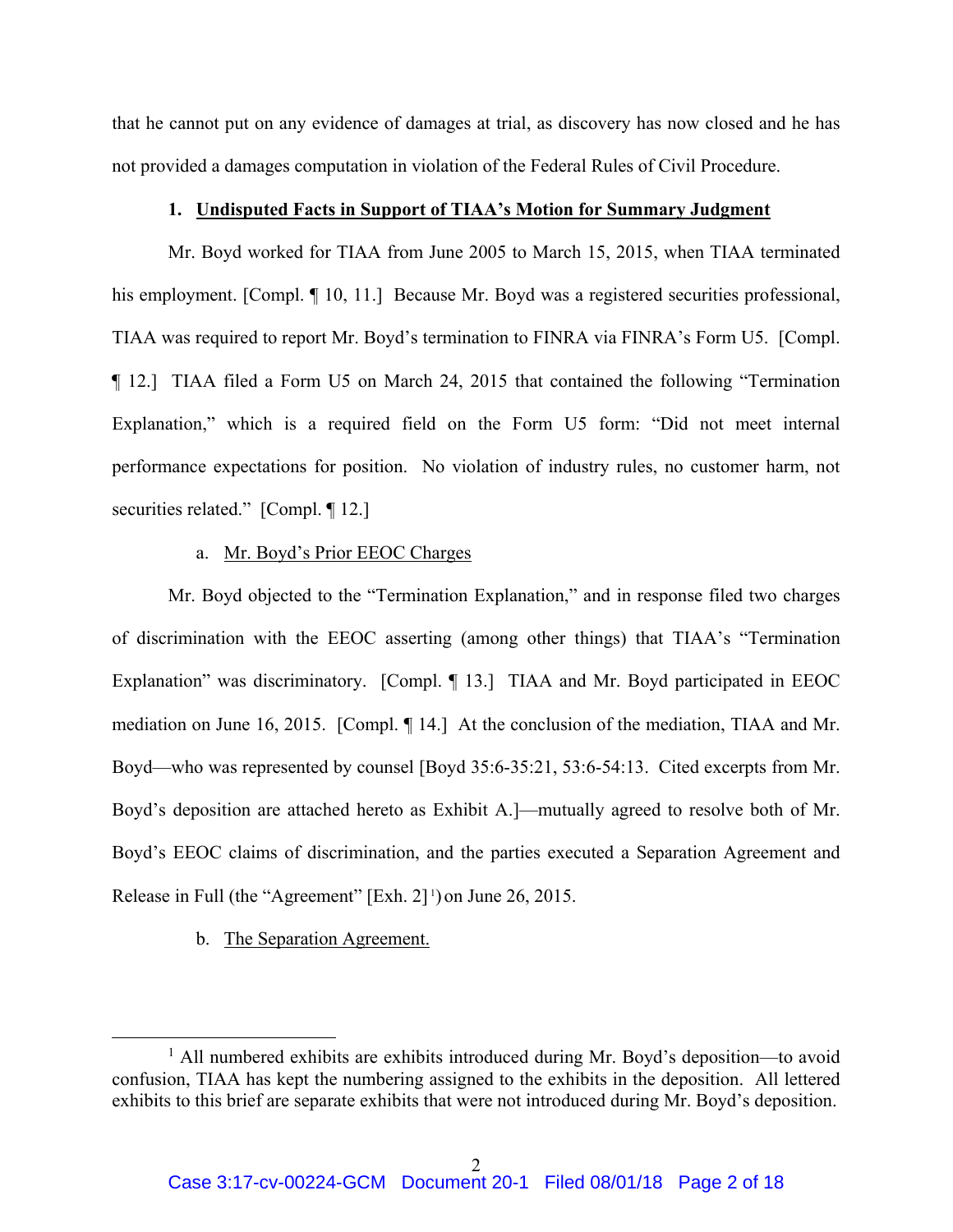that he cannot put on any evidence of damages at trial, as discovery has now closed and he has not provided a damages computation in violation of the Federal Rules of Civil Procedure.

**1. <u>Undisputed Facts in Support of TIAA's Motion for Summary Judgment</u>**

Mr. Boyd worked for TIAA from June 2005 to March 15, 2015, when TIAA terminated his employment. [Compl. ¶ 10, 11.] Because Mr. Boyd was a registered securities professional, TIAA was required to report Mr. Boyd's termination to FINRA via FINRA's Form U5. [Compl. ¶ 12.] TIAA filed a Form U5 on March 24, 2015 that contained the following "Termination Explanation," which is a required field on the Form U5 form: "Did not meet internal performance expectations for position. No violation of industry rules, no customer harm, not securities related." [Compl. ¶ 12.]

a. <u>Mr. Boyd's Prior EEOC Charges</u>

Mr. Boyd objected to the "Termination Explanation," and in response filed two charges of discrimination with the EEOC asserting (among other things) that TIAA's "Termination Explanation" was discriminatory. [Compl. ¶ 13.] TIAA and Mr. Boyd participated in EEOC mediation on June 16, 2015. [Compl. ¶ 14.] At the conclusion of the mediation, TIAA and Mr. Boyd—who was represented by counsel [Boyd 35:6-35:21, 53:6-54:13. Cited excerpts from Mr. Boyd's deposition are attached hereto as Exhibit A.]—mutually agreed to resolve both of Mr. Boyd's EEOC claims of discrimination, and the parties executed a Separation Agreement and Release in Full (the "Agreement" [Exh. 2][1]) on June 26, 2015.

b. <u>The Separation Agreement.</u>

[1] All numbered exhibits are exhibits introduced during Mr. Boyd's deposition—to avoid confusion, TIAA has kept the numbering assigned to the exhibits in the deposition. All lettered exhibits to this brief are separate exhibits that were not introduced during Mr. Boyd's deposition.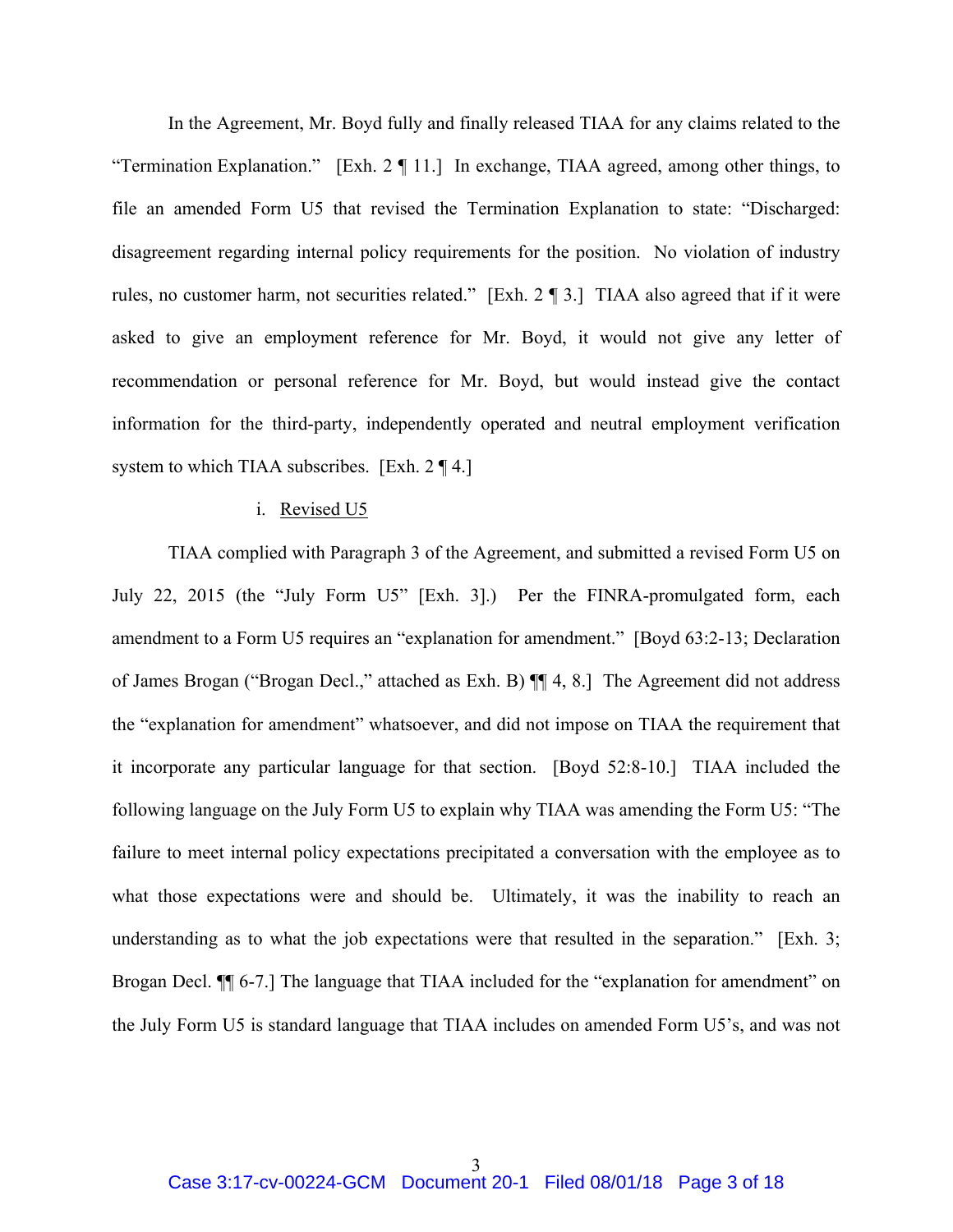In the Agreement, Mr. Boyd fully and finally released TIAA for any claims related to the "Termination Explanation." [Exh. 2 ¶ 11.] In exchange, TIAA agreed, among other things, to file an amended Form U5 that revised the Termination Explanation to state: "Discharged: disagreement regarding internal policy requirements for the position. No violation of industry rules, no customer harm, not securities related." [Exh. 2 ¶ 3.] TIAA also agreed that if it were asked to give an employment reference for Mr. Boyd, it would not give any letter of recommendation or personal reference for Mr. Boyd, but would instead give the contact information for the third-party, independently operated and neutral employment verification system to which TIAA subscribes. [Exh. 2 ¶ 4.]

i. Revised U5

TIAA complied with Paragraph 3 of the Agreement, and submitted a revised Form U5 on July 22, 2015 (the "July Form U5" [Exh. 3].) Per the FINRA-promulgated form, each amendment to a Form U5 requires an "explanation for amendment." [Boyd 63:2-13; Declaration of James Brogan ("Brogan Decl.," attached as Exh. B) ¶¶ 4, 8.] The Agreement did not address the "explanation for amendment" whatsoever, and did not impose on TIAA the requirement that it incorporate any particular language for that section. [Boyd 52:8-10.] TIAA included the following language on the July Form U5 to explain why TIAA was amending the Form U5: "The failure to meet internal policy expectations precipitated a conversation with the employee as to what those expectations were and should be. Ultimately, it was the inability to reach an understanding as to what the job expectations were that resulted in the separation." [Exh. 3; Brogan Decl. ¶¶ 6-7.] The language that TIAA included for the "explanation for amendment" on the July Form U5 is standard language that TIAA includes on amended Form U5's, and was not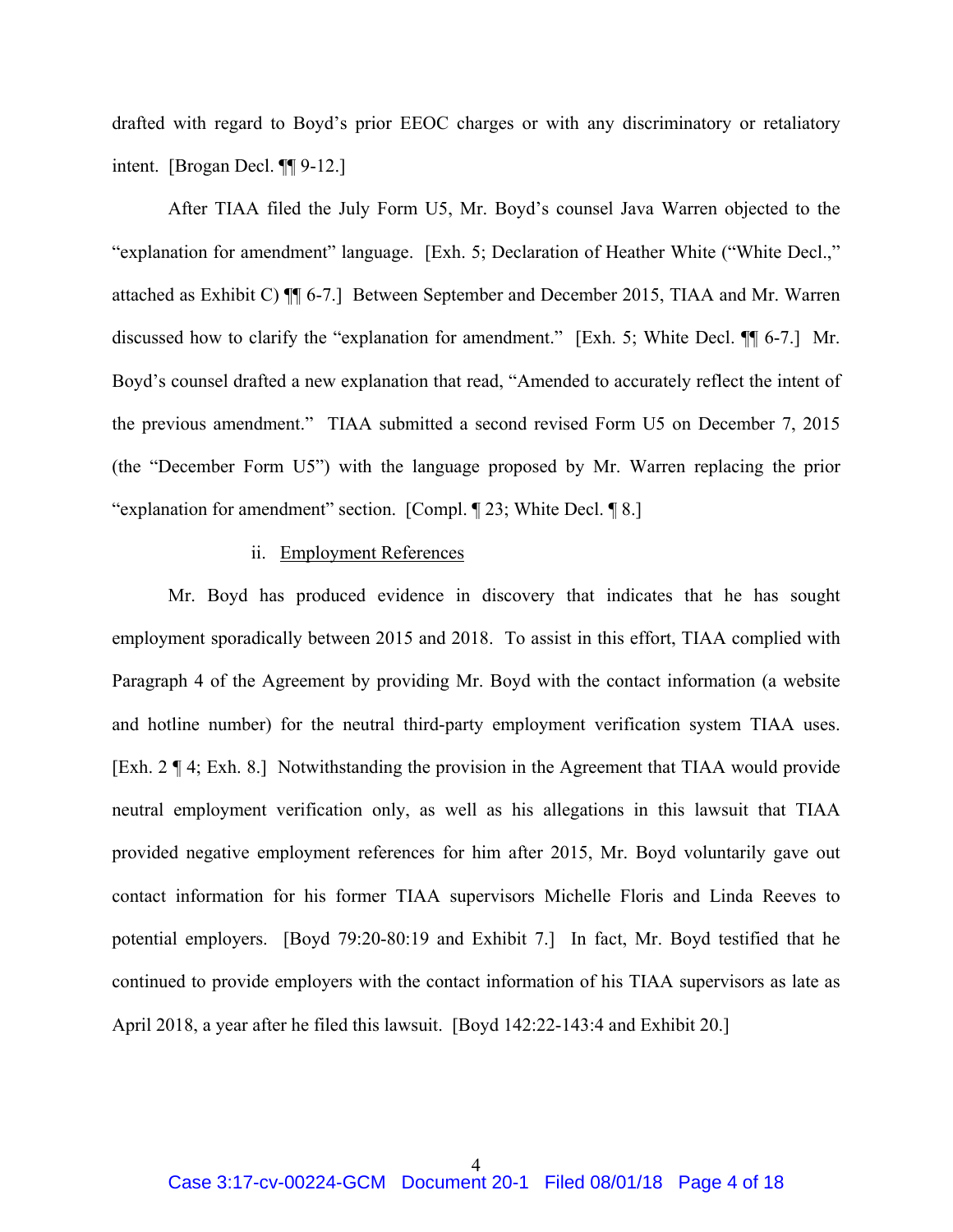drafted with regard to Boyd's prior EEOC charges or with any discriminatory or retaliatory intent. [Brogan Decl. ¶¶ 9-12.]

After TIAA filed the July Form U5, Mr. Boyd's counsel Java Warren objected to the "explanation for amendment" language. [Exh. 5; Declaration of Heather White ("White Decl.," attached as Exhibit C) ¶¶ 6-7.] Between September and December 2015, TIAA and Mr. Warren discussed how to clarify the "explanation for amendment." [Exh. 5; White Decl. ¶¶ 6-7.] Mr. Boyd's counsel drafted a new explanation that read, "Amended to accurately reflect the intent of the previous amendment." TIAA submitted a second revised Form U5 on December 7, 2015 (the "December Form U5") with the language proposed by Mr. Warren replacing the prior "explanation for amendment" section. [Compl. ¶ 23; White Decl. ¶ 8.]

ii. <u>Employment References</u>

Mr. Boyd has produced evidence in discovery that indicates that he has sought employment sporadically between 2015 and 2018. To assist in this effort, TIAA complied with Paragraph 4 of the Agreement by providing Mr. Boyd with the contact information (a website and hotline number) for the neutral third-party employment verification system TIAA uses. [Exh. 2 ¶ 4; Exh. 8.] Notwithstanding the provision in the Agreement that TIAA would provide neutral employment verification only, as well as his allegations in this lawsuit that TIAA provided negative employment references for him after 2015, Mr. Boyd voluntarily gave out contact information for his former TIAA supervisors Michelle Floris and Linda Reeves to potential employers. [Boyd 79:20-80:19 and Exhibit 7.] In fact, Mr. Boyd testified that he continued to provide employers with the contact information of his TIAA supervisors as late as April 2018, a year after he filed this lawsuit. [Boyd 142:22-143:4 and Exhibit 20.]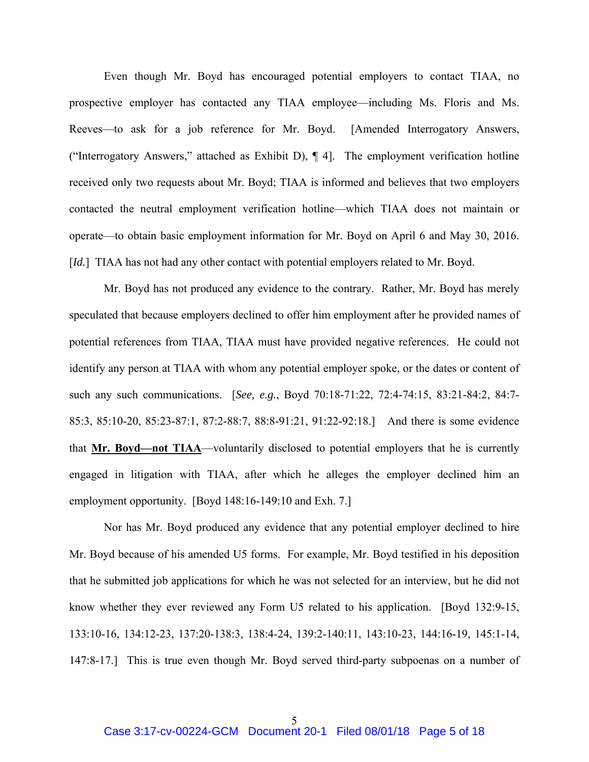Even though Mr. Boyd has encouraged potential employers to contact TIAA, no prospective employer has contacted any TIAA employee—including Ms. Floris and Ms. Reeves—to ask for a job reference for Mr. Boyd. [Amended Interrogatory Answers, ("Interrogatory Answers," attached as Exhibit D), ¶ 4]. The employment verification hotline received only two requests about Mr. Boyd; TIAA is informed and believes that two employers contacted the neutral employment verification hotline—which TIAA does not maintain or operate—to obtain basic employment information for Mr. Boyd on April 6 and May 30, 2016. [*Id.*] TIAA has not had any other contact with potential employers related to Mr. Boyd.

Mr. Boyd has not produced any evidence to the contrary. Rather, Mr. Boyd has merely speculated that because employers declined to offer him employment after he provided names of potential references from TIAA, TIAA must have provided negative references. He could not identify any person at TIAA with whom any potential employer spoke, or the dates or content of such any such communications. [*See, e.g.*, Boyd 70:18-71:22, 72:4-74:15, 83:21-84:2, 84:7-85:3, 85:10-20, 85:23-87:1, 87:2-88:7, 88:8-91:21, 91:22-92:18.] And there is some evidence that **Mr. Boyd—not TIAA**—voluntarily disclosed to potential employers that he is currently engaged in litigation with TIAA, after which he alleges the employer declined him an employment opportunity. [Boyd 148:16-149:10 and Exh. 7.]

Nor has Mr. Boyd produced any evidence that any potential employer declined to hire Mr. Boyd because of his amended U5 forms. For example, Mr. Boyd testified in his deposition that he submitted job applications for which he was not selected for an interview, but he did not know whether they ever reviewed any Form U5 related to his application. [Boyd 132:9-15, 133:10-16, 134:12-23, 137:20-138:3, 138:4-24, 139:2-140:11, 143:10-23, 144:16-19, 145:1-14, 147:8-17.] This is true even though Mr. Boyd served third-party subpoenas on a number of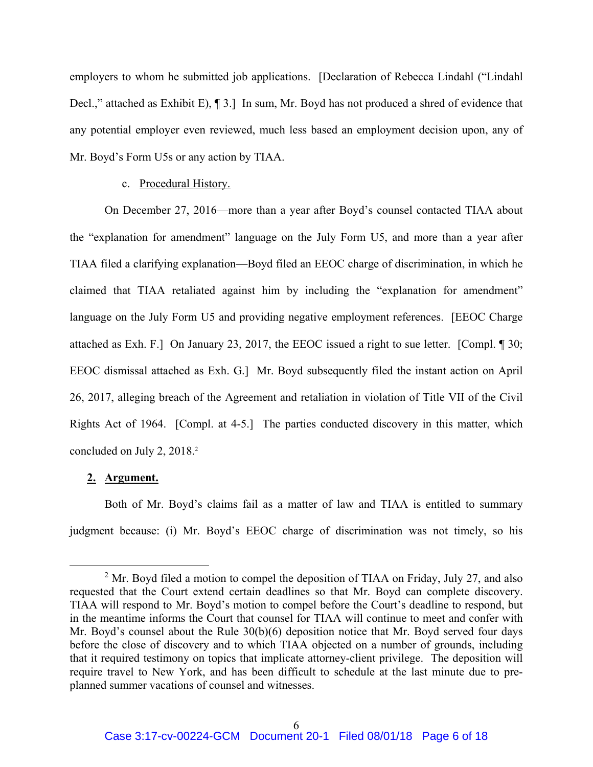employers to whom he submitted job applications. [Declaration of Rebecca Lindahl ("Lindahl Decl.," attached as Exhibit E), ¶ 3.] In sum, Mr. Boyd has not produced a shred of evidence that any potential employer even reviewed, much less based an employment decision upon, any of Mr. Boyd's Form U5s or any action by TIAA.

c. Procedural History.

On December 27, 2016—more than a year after Boyd's counsel contacted TIAA about the "explanation for amendment" language on the July Form U5, and more than a year after TIAA filed a clarifying explanation—Boyd filed an EEOC charge of discrimination, in which he claimed that TIAA retaliated against him by including the "explanation for amendment" language on the July Form U5 and providing negative employment references. [EEOC Charge attached as Exh. F.] On January 23, 2017, the EEOC issued a right to sue letter. [Compl. ¶ 30; EEOC dismissal attached as Exh. G.] Mr. Boyd subsequently filed the instant action on April 26, 2017, alleging breach of the Agreement and retaliation in violation of Title VII of the Civil Rights Act of 1964. [Compl. at 4-5.] The parties conducted discovery in this matter, which concluded on July 2, 2018.[2]

## 2. Argument.

Both of Mr. Boyd's claims fail as a matter of law and TIAA is entitled to summary judgment because: (i) Mr. Boyd's EEOC charge of discrimination was not timely, so his

[2] Mr. Boyd filed a motion to compel the deposition of TIAA on Friday, July 27, and also requested that the Court extend certain deadlines so that Mr. Boyd can complete discovery. TIAA will respond to Mr. Boyd's motion to compel before the Court's deadline to respond, but in the meantime informs the Court that counsel for TIAA will continue to meet and confer with Mr. Boyd's counsel about the Rule 30(b)(6) deposition notice that Mr. Boyd served four days before the close of discovery and to which TIAA objected on a number of grounds, including that it required testimony on topics that implicate attorney-client privilege. The deposition will require travel to New York, and has been difficult to schedule at the last minute due to pre-planned summer vacations of counsel and witnesses.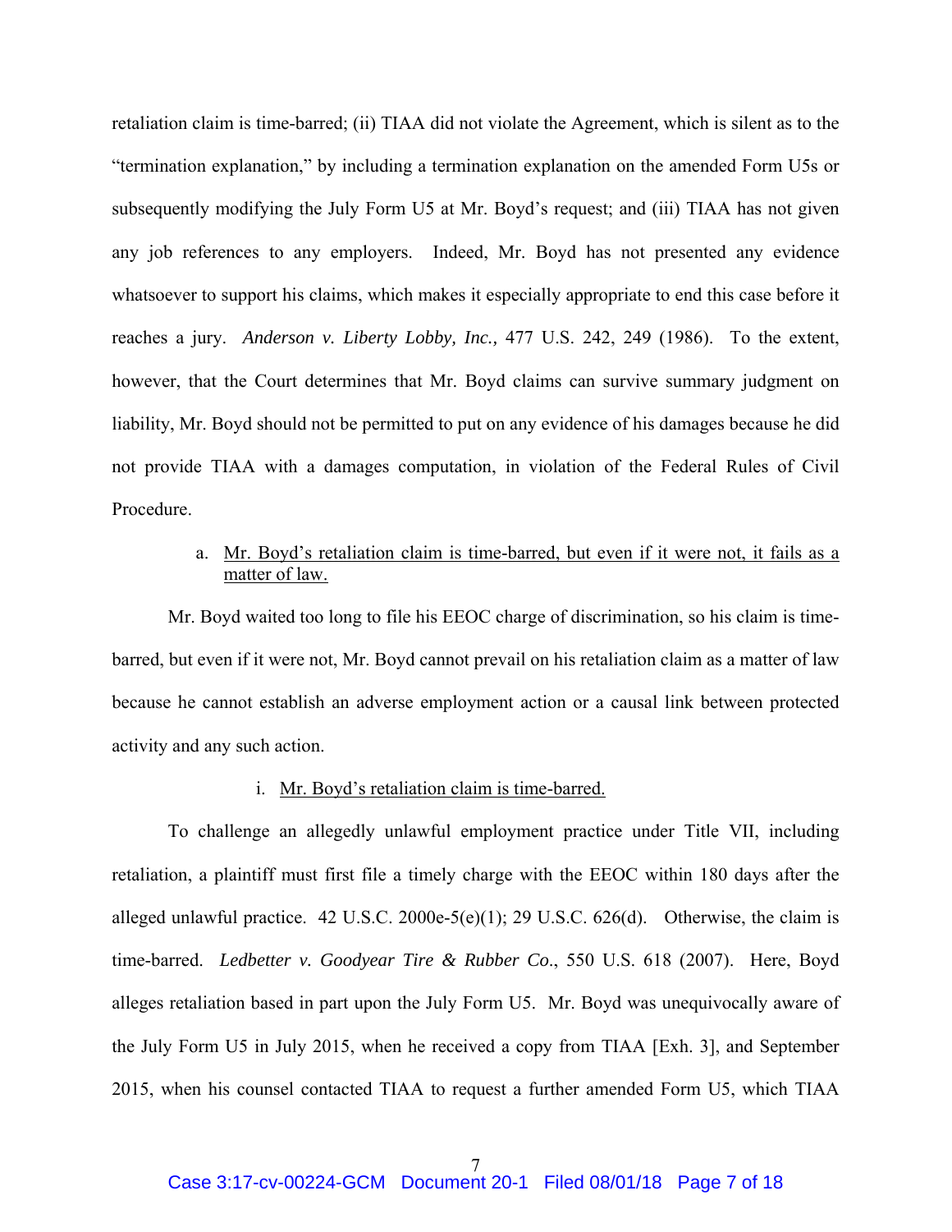retaliation claim is time-barred; (ii) TIAA did not violate the Agreement, which is silent as to the "termination explanation," by including a termination explanation on the amended Form U5s or subsequently modifying the July Form U5 at Mr. Boyd's request; and (iii) TIAA has not given any job references to any employers. Indeed, Mr. Boyd has not presented any evidence whatsoever to support his claims, which makes it especially appropriate to end this case before it reaches a jury. *Anderson v. Liberty Lobby, Inc.,* 477 U.S. 242, 249 (1986). To the extent, however, that the Court determines that Mr. Boyd claims can survive summary judgment on liability, Mr. Boyd should not be permitted to put on any evidence of his damages because he did not provide TIAA with a damages computation, in violation of the Federal Rules of Civil Procedure.

a. Mr. Boyd's retaliation claim is time-barred, but even if it were not, it fails as a matter of law.

Mr. Boyd waited too long to file his EEOC charge of discrimination, so his claim is time-barred, but even if it were not, Mr. Boyd cannot prevail on his retaliation claim as a matter of law because he cannot establish an adverse employment action or a causal link between protected activity and any such action.

i. Mr. Boyd's retaliation claim is time-barred.

To challenge an allegedly unlawful employment practice under Title VII, including retaliation, a plaintiff must first file a timely charge with the EEOC within 180 days after the alleged unlawful practice. 42 U.S.C. 2000e-5(e)(1); 29 U.S.C. 626(d). Otherwise, the claim is time-barred. *Ledbetter v. Goodyear Tire & Rubber Co*., 550 U.S. 618 (2007). Here, Boyd alleges retaliation based in part upon the July Form U5. Mr. Boyd was unequivocally aware of the July Form U5 in July 2015, when he received a copy from TIAA [Exh. 3], and September 2015, when his counsel contacted TIAA to request a further amended Form U5, which TIAA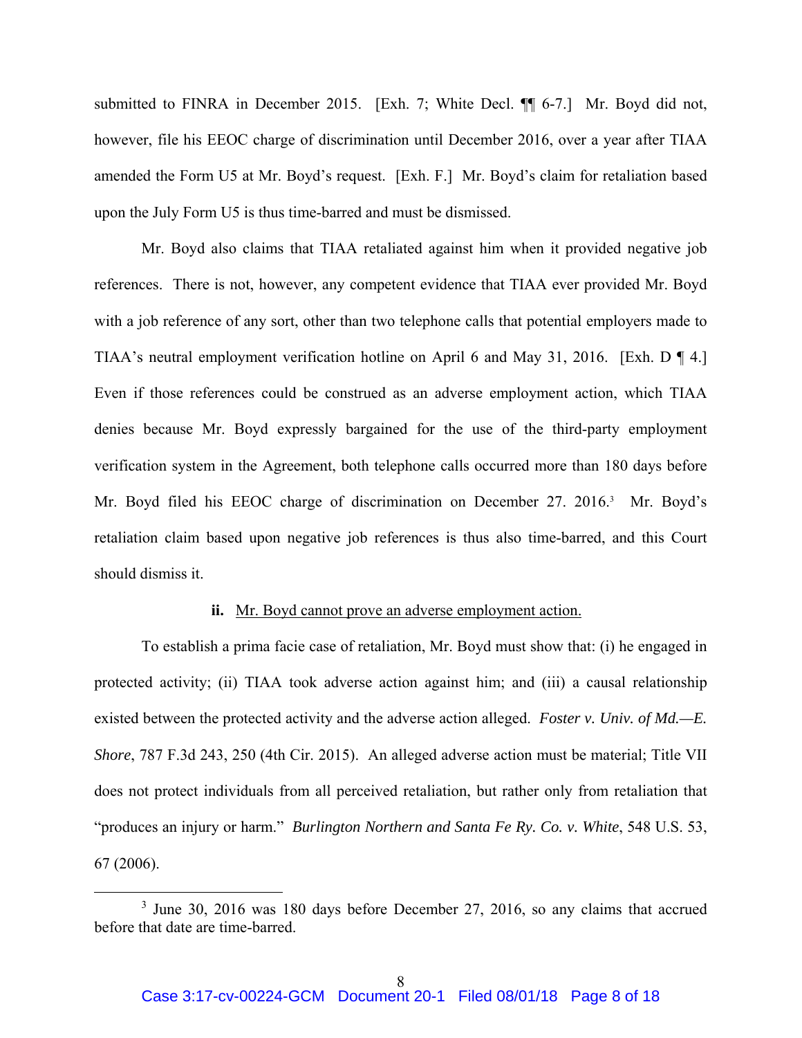submitted to FINRA in December 2015. [Exh. 7; White Decl. ¶¶ 6-7.] Mr. Boyd did not, however, file his EEOC charge of discrimination until December 2016, over a year after TIAA amended the Form U5 at Mr. Boyd's request. [Exh. F.] Mr. Boyd's claim for retaliation based upon the July Form U5 is thus time-barred and must be dismissed.

Mr. Boyd also claims that TIAA retaliated against him when it provided negative job references. There is not, however, any competent evidence that TIAA ever provided Mr. Boyd with a job reference of any sort, other than two telephone calls that potential employers made to TIAA's neutral employment verification hotline on April 6 and May 31, 2016. [Exh. D ¶ 4.] Even if those references could be construed as an adverse employment action, which TIAA denies because Mr. Boyd expressly bargained for the use of the third-party employment verification system in the Agreement, both telephone calls occurred more than 180 days before Mr. Boyd filed his EEOC charge of discrimination on December 27. 2016.[3] Mr. Boyd's retaliation claim based upon negative job references is thus also time-barred, and this Court should dismiss it.

**ii.** Mr. Boyd cannot prove an adverse employment action.

To establish a prima facie case of retaliation, Mr. Boyd must show that: (i) he engaged in protected activity; (ii) TIAA took adverse action against him; and (iii) a causal relationship existed between the protected activity and the adverse action alleged. *Foster v. Univ. of Md.—E. Shore*, 787 F.3d 243, 250 (4th Cir. 2015). An alleged adverse action must be material; Title VII does not protect individuals from all perceived retaliation, but rather only from retaliation that "produces an injury or harm." *Burlington Northern and Santa Fe Ry. Co. v. White*, 548 U.S. 53, 67 (2006).

[3] June 30, 2016 was 180 days before December 27, 2016, so any claims that accrued before that date are time-barred.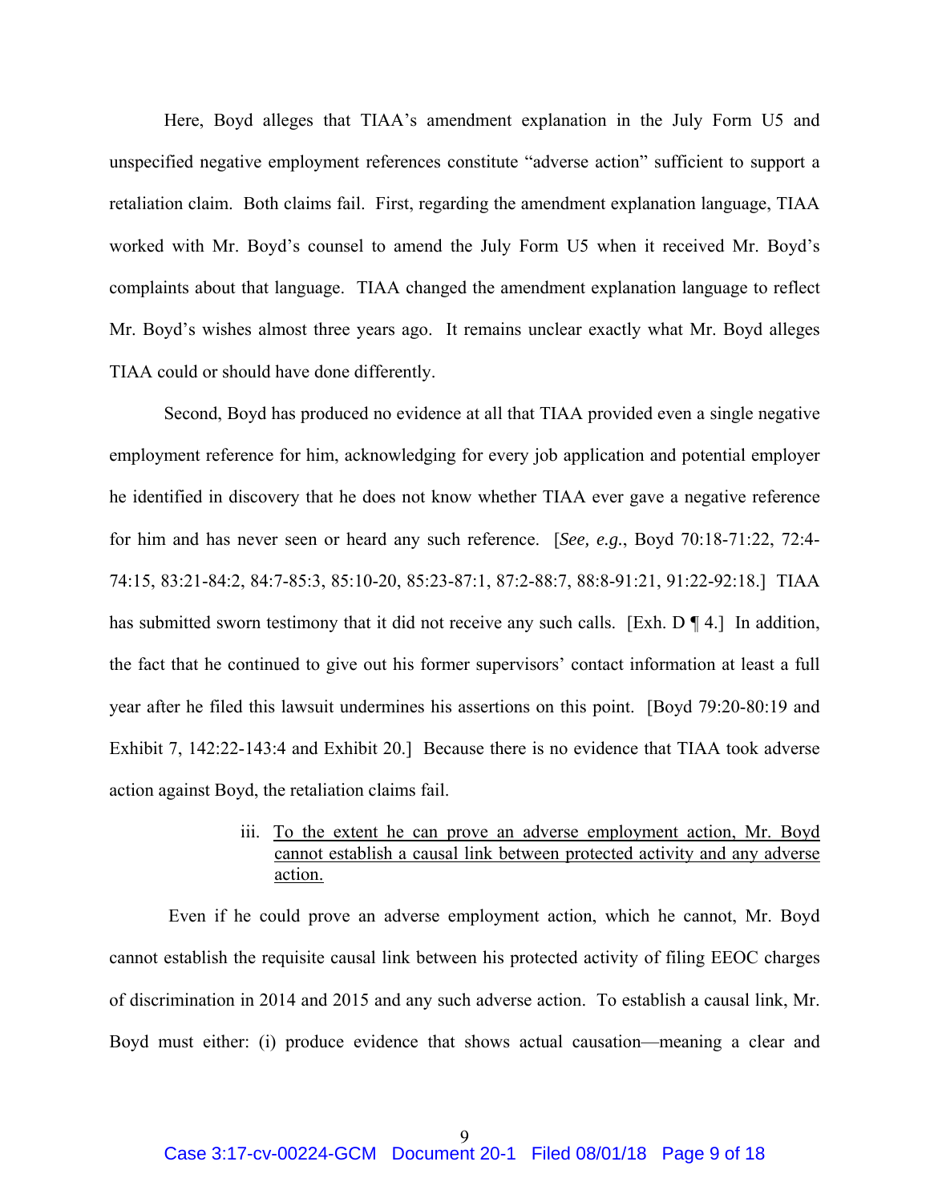Here, Boyd alleges that TIAA's amendment explanation in the July Form U5 and unspecified negative employment references constitute "adverse action" sufficient to support a retaliation claim. Both claims fail. First, regarding the amendment explanation language, TIAA worked with Mr. Boyd's counsel to amend the July Form U5 when it received Mr. Boyd's complaints about that language. TIAA changed the amendment explanation language to reflect Mr. Boyd's wishes almost three years ago. It remains unclear exactly what Mr. Boyd alleges TIAA could or should have done differently.

Second, Boyd has produced no evidence at all that TIAA provided even a single negative employment reference for him, acknowledging for every job application and potential employer he identified in discovery that he does not know whether TIAA ever gave a negative reference for him and has never seen or heard any such reference. [*See, e.g.*, Boyd 70:18-71:22, 72:4-74:15, 83:21-84:2, 84:7-85:3, 85:10-20, 85:23-87:1, 87:2-88:7, 88:8-91:21, 91:22-92:18.] TIAA has submitted sworn testimony that it did not receive any such calls. [Exh. D ¶ 4.] In addition, the fact that he continued to give out his former supervisors' contact information at least a full year after he filed this lawsuit undermines his assertions on this point. [Boyd 79:20-80:19 and Exhibit 7, 142:22-143:4 and Exhibit 20.] Because there is no evidence that TIAA took adverse action against Boyd, the retaliation claims fail.

iii. <u>To the extent he can prove an adverse employment action, Mr. Boyd cannot establish a causal link between protected activity and any adverse action.</u>

Even if he could prove an adverse employment action, which he cannot, Mr. Boyd cannot establish the requisite causal link between his protected activity of filing EEOC charges of discrimination in 2014 and 2015 and any such adverse action. To establish a causal link, Mr. Boyd must either: (i) produce evidence that shows actual causation—meaning a clear and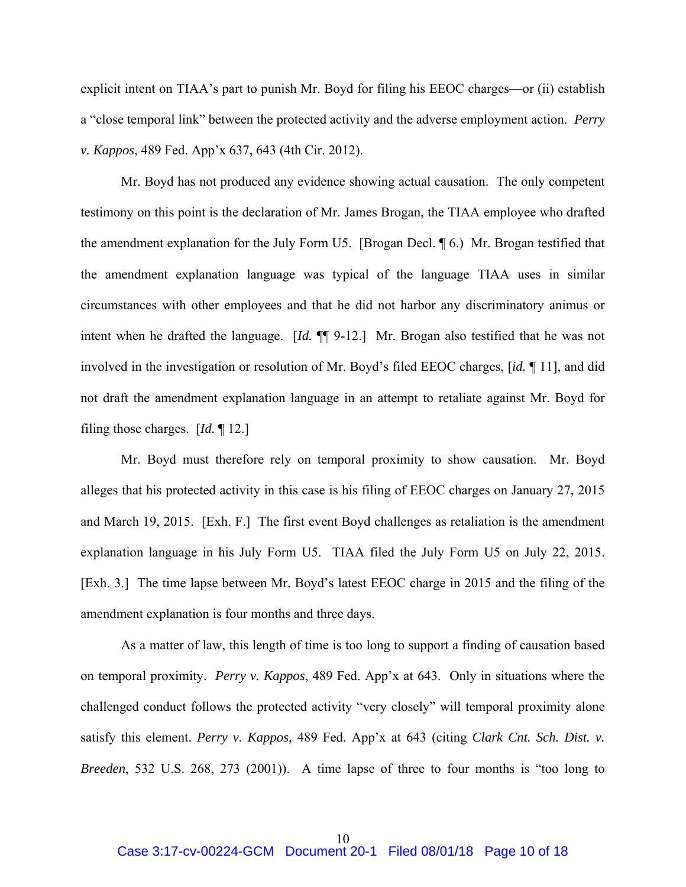explicit intent on TIAA's part to punish Mr. Boyd for filing his EEOC charges—or (ii) establish a "close temporal link" between the protected activity and the adverse employment action. *Perry v. Kappos*, 489 Fed. App'x 637, 643 (4th Cir. 2012).

Mr. Boyd has not produced any evidence showing actual causation. The only competent testimony on this point is the declaration of Mr. James Brogan, the TIAA employee who drafted the amendment explanation for the July Form U5. [Brogan Decl. ¶ 6.) Mr. Brogan testified that the amendment explanation language was typical of the language TIAA uses in similar circumstances with other employees and that he did not harbor any discriminatory animus or intent when he drafted the language. [*Id.* ¶¶ 9-12.] Mr. Brogan also testified that he was not involved in the investigation or resolution of Mr. Boyd's filed EEOC charges, [*id.* ¶ 11], and did not draft the amendment explanation language in an attempt to retaliate against Mr. Boyd for filing those charges. [*Id.* ¶ 12.]

Mr. Boyd must therefore rely on temporal proximity to show causation. Mr. Boyd alleges that his protected activity in this case is his filing of EEOC charges on January 27, 2015 and March 19, 2015. [Exh. F.] The first event Boyd challenges as retaliation is the amendment explanation language in his July Form U5. TIAA filed the July Form U5 on July 22, 2015. [Exh. 3.] The time lapse between Mr. Boyd's latest EEOC charge in 2015 and the filing of the amendment explanation is four months and three days.

As a matter of law, this length of time is too long to support a finding of causation based on temporal proximity. *Perry v. Kappos*, 489 Fed. App'x at 643. Only in situations where the challenged conduct follows the protected activity "very closely" will temporal proximity alone satisfy this element. *Perry v. Kappos*, 489 Fed. App'x at 643 (citing *Clark Cnt. Sch. Dist. v. Breeden*, 532 U.S. 268, 273 (2001)). A time lapse of three to four months is "too long to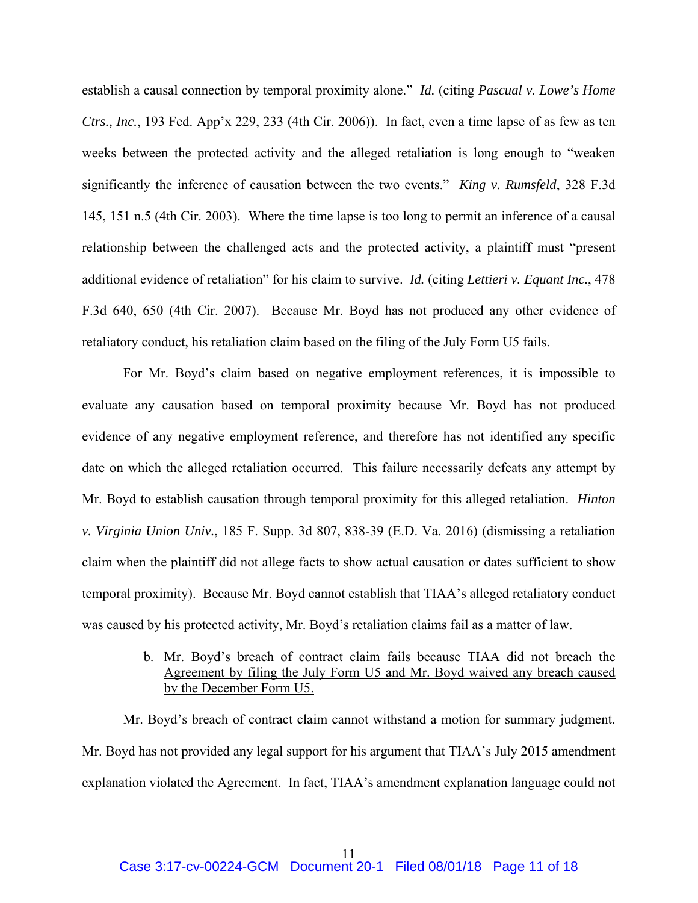establish a causal connection by temporal proximity alone." *Id.* (citing *Pascual v. Lowe's Home Ctrs., Inc.*, 193 Fed. App'x 229, 233 (4th Cir. 2006)). In fact, even a time lapse of as few as ten weeks between the protected activity and the alleged retaliation is long enough to "weaken significantly the inference of causation between the two events." *King v. Rumsfeld*, 328 F.3d 145, 151 n.5 (4th Cir. 2003). Where the time lapse is too long to permit an inference of a causal relationship between the challenged acts and the protected activity, a plaintiff must "present additional evidence of retaliation" for his claim to survive. *Id.* (citing *Lettieri v. Equant Inc.*, 478 F.3d 640, 650 (4th Cir. 2007). Because Mr. Boyd has not produced any other evidence of retaliatory conduct, his retaliation claim based on the filing of the July Form U5 fails.

For Mr. Boyd's claim based on negative employment references, it is impossible to evaluate any causation based on temporal proximity because Mr. Boyd has not produced evidence of any negative employment reference, and therefore has not identified any specific date on which the alleged retaliation occurred. This failure necessarily defeats any attempt by Mr. Boyd to establish causation through temporal proximity for this alleged retaliation. *Hinton v. Virginia Union Univ.*, 185 F. Supp. 3d 807, 838-39 (E.D. Va. 2016) (dismissing a retaliation claim when the plaintiff did not allege facts to show actual causation or dates sufficient to show temporal proximity). Because Mr. Boyd cannot establish that TIAA's alleged retaliatory conduct was caused by his protected activity, Mr. Boyd's retaliation claims fail as a matter of law.

b. <u>Mr. Boyd's breach of contract claim fails because TIAA did not breach the Agreement by filing the July Form U5 and Mr. Boyd waived any breach caused by the December Form U5.</u>

Mr. Boyd's breach of contract claim cannot withstand a motion for summary judgment. Mr. Boyd has not provided any legal support for his argument that TIAA's July 2015 amendment explanation violated the Agreement. In fact, TIAA's amendment explanation language could not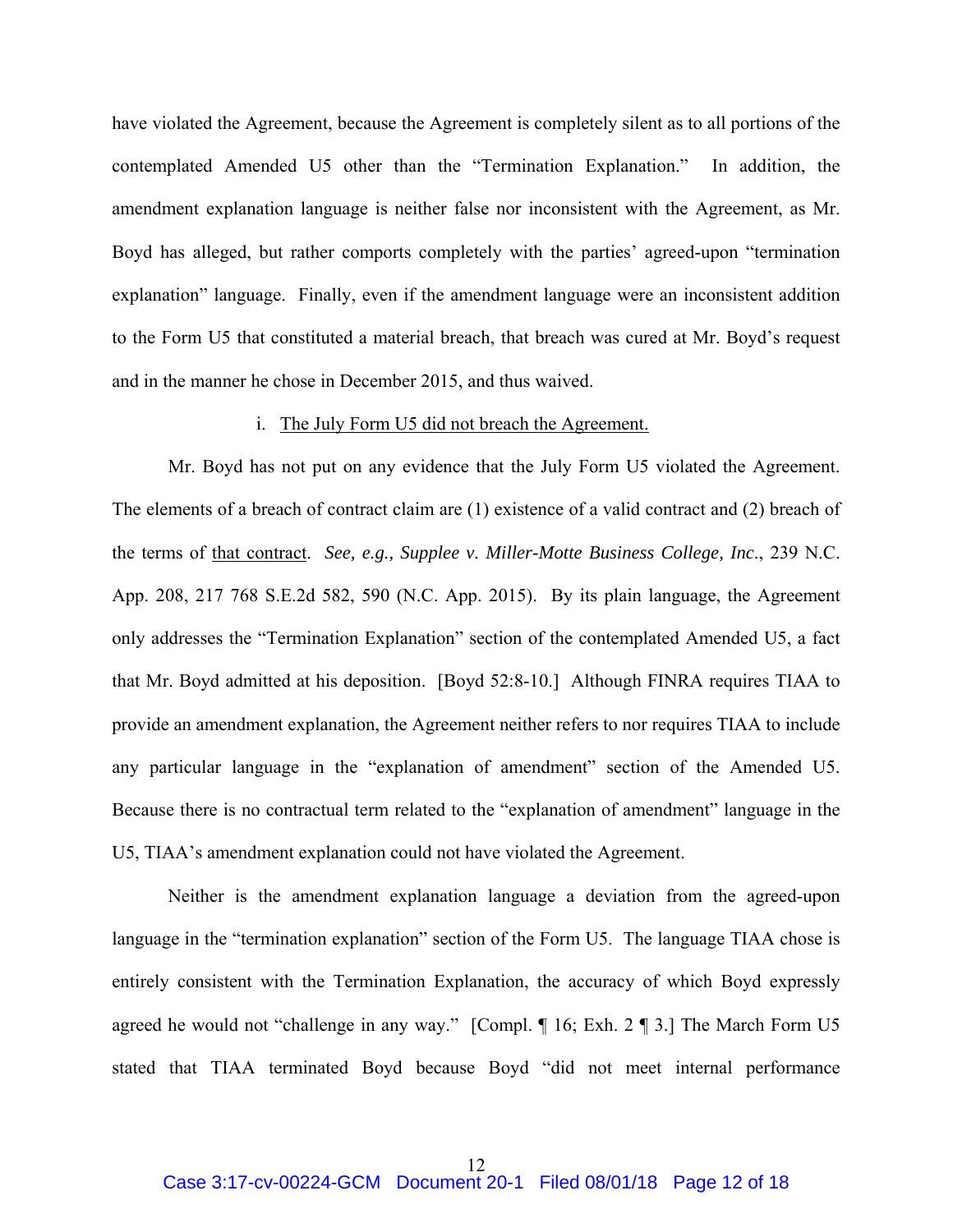have violated the Agreement, because the Agreement is completely silent as to all portions of the contemplated Amended U5 other than the "Termination Explanation." In addition, the amendment explanation language is neither false nor inconsistent with the Agreement, as Mr. Boyd has alleged, but rather comports completely with the parties' agreed-upon "termination explanation" language. Finally, even if the amendment language were an inconsistent addition to the Form U5 that constituted a material breach, that breach was cured at Mr. Boyd's request and in the manner he chose in December 2015, and thus waived.

i. The July Form U5 did not breach the Agreement.

Mr. Boyd has not put on any evidence that the July Form U5 violated the Agreement. The elements of a breach of contract claim are (1) existence of a valid contract and (2) breach of the terms of that contract. *See, e.g., Supplee v. Miller-Motte Business College, Inc.*, 239 N.C. App. 208, 217 768 S.E.2d 582, 590 (N.C. App. 2015). By its plain language, the Agreement only addresses the "Termination Explanation" section of the contemplated Amended U5, a fact that Mr. Boyd admitted at his deposition. [Boyd 52:8-10.] Although FINRA requires TIAA to provide an amendment explanation, the Agreement neither refers to nor requires TIAA to include any particular language in the "explanation of amendment" section of the Amended U5. Because there is no contractual term related to the "explanation of amendment" language in the U5, TIAA's amendment explanation could not have violated the Agreement.

Neither is the amendment explanation language a deviation from the agreed-upon language in the "termination explanation" section of the Form U5. The language TIAA chose is entirely consistent with the Termination Explanation, the accuracy of which Boyd expressly agreed he would not "challenge in any way." [Compl. ¶ 16; Exh. 2 ¶ 3.] The March Form U5 stated that TIAA terminated Boyd because Boyd "did not meet internal performance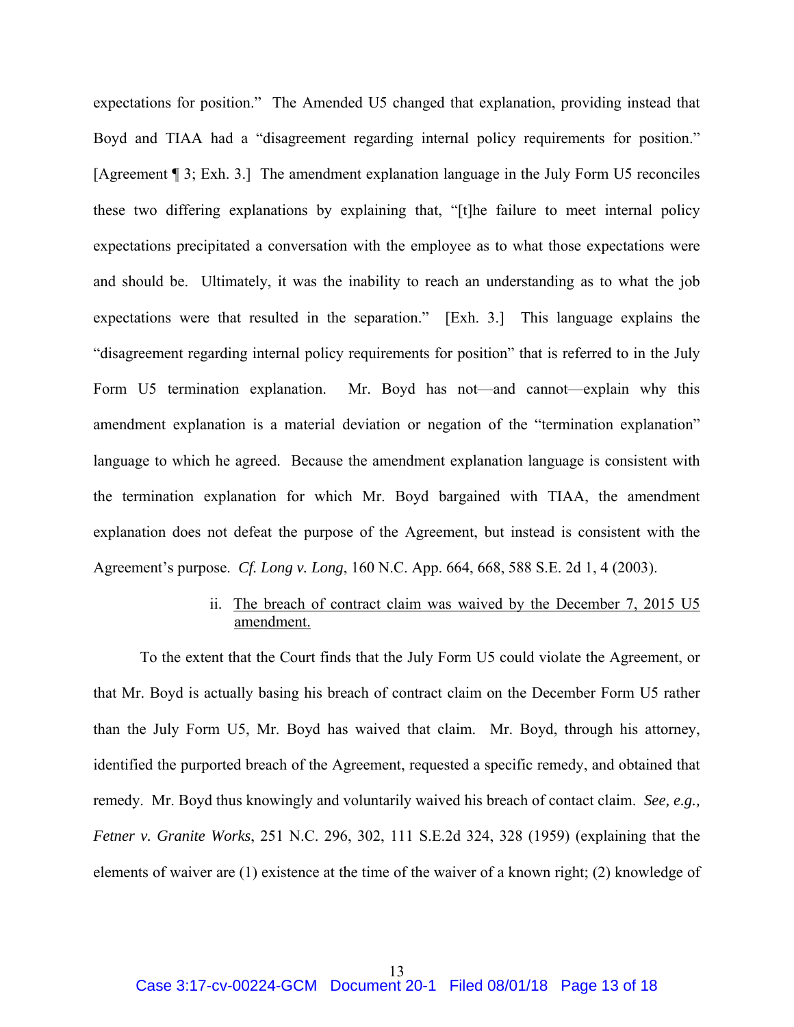expectations for position." The Amended U5 changed that explanation, providing instead that Boyd and TIAA had a "disagreement regarding internal policy requirements for position." [Agreement ¶ 3; Exh. 3.] The amendment explanation language in the July Form U5 reconciles these two differing explanations by explaining that, "[t]he failure to meet internal policy expectations precipitated a conversation with the employee as to what those expectations were and should be. Ultimately, it was the inability to reach an understanding as to what the job expectations were that resulted in the separation." [Exh. 3.] This language explains the "disagreement regarding internal policy requirements for position" that is referred to in the July Form U5 termination explanation. Mr. Boyd has not—and cannot—explain why this amendment explanation is a material deviation or negation of the "termination explanation" language to which he agreed. Because the amendment explanation language is consistent with the termination explanation for which Mr. Boyd bargained with TIAA, the amendment explanation does not defeat the purpose of the Agreement, but instead is consistent with the Agreement's purpose. *Cf. Long v. Long*, 160 N.C. App. 664, 668, 588 S.E. 2d 1, 4 (2003).

ii. <u>The breach of contract claim was waived by the December 7, 2015 U5 amendment.</u>

To the extent that the Court finds that the July Form U5 could violate the Agreement, or that Mr. Boyd is actually basing his breach of contract claim on the December Form U5 rather than the July Form U5, Mr. Boyd has waived that claim. Mr. Boyd, through his attorney, identified the purported breach of the Agreement, requested a specific remedy, and obtained that remedy. Mr. Boyd thus knowingly and voluntarily waived his breach of contact claim. *See, e.g., Fetner v. Granite Works*, 251 N.C. 296, 302, 111 S.E.2d 324, 328 (1959) (explaining that the elements of waiver are (1) existence at the time of the waiver of a known right; (2) knowledge of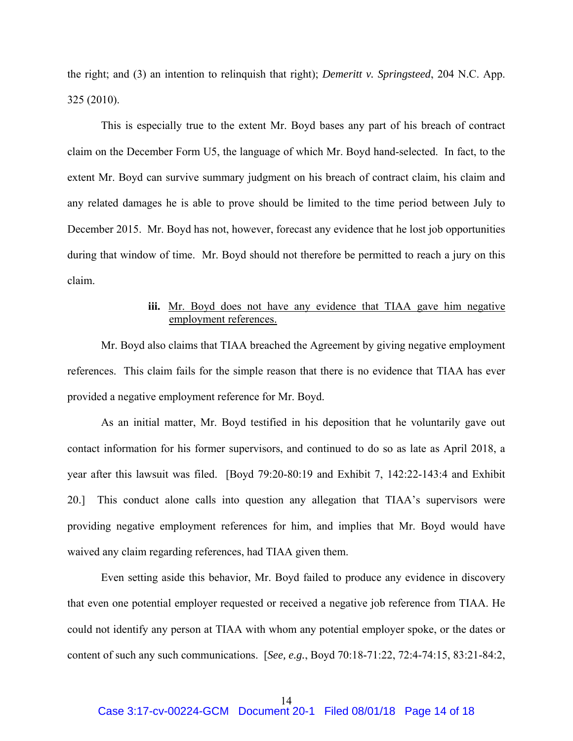the right; and (3) an intention to relinquish that right); *Demeritt v. Springsteed*, 204 N.C. App. 325 (2010).

This is especially true to the extent Mr. Boyd bases any part of his breach of contract claim on the December Form U5, the language of which Mr. Boyd hand-selected. In fact, to the extent Mr. Boyd can survive summary judgment on his breach of contract claim, his claim and any related damages he is able to prove should be limited to the time period between July to December 2015. Mr. Boyd has not, however, forecast any evidence that he lost job opportunities during that window of time. Mr. Boyd should not therefore be permitted to reach a jury on this claim.

**iii.** <u>Mr. Boyd does not have any evidence that TIAA gave him negative employment references.</u>

Mr. Boyd also claims that TIAA breached the Agreement by giving negative employment references. This claim fails for the simple reason that there is no evidence that TIAA has ever provided a negative employment reference for Mr. Boyd.

As an initial matter, Mr. Boyd testified in his deposition that he voluntarily gave out contact information for his former supervisors, and continued to do so as late as April 2018, a year after this lawsuit was filed. [Boyd 79:20-80:19 and Exhibit 7, 142:22-143:4 and Exhibit 20.] This conduct alone calls into question any allegation that TIAA's supervisors were providing negative employment references for him, and implies that Mr. Boyd would have waived any claim regarding references, had TIAA given them.

Even setting aside this behavior, Mr. Boyd failed to produce any evidence in discovery that even one potential employer requested or received a negative job reference from TIAA. He could not identify any person at TIAA with whom any potential employer spoke, or the dates or content of such any such communications. [*See, e.g.*, Boyd 70:18-71:22, 72:4-74:15, 83:21-84:2,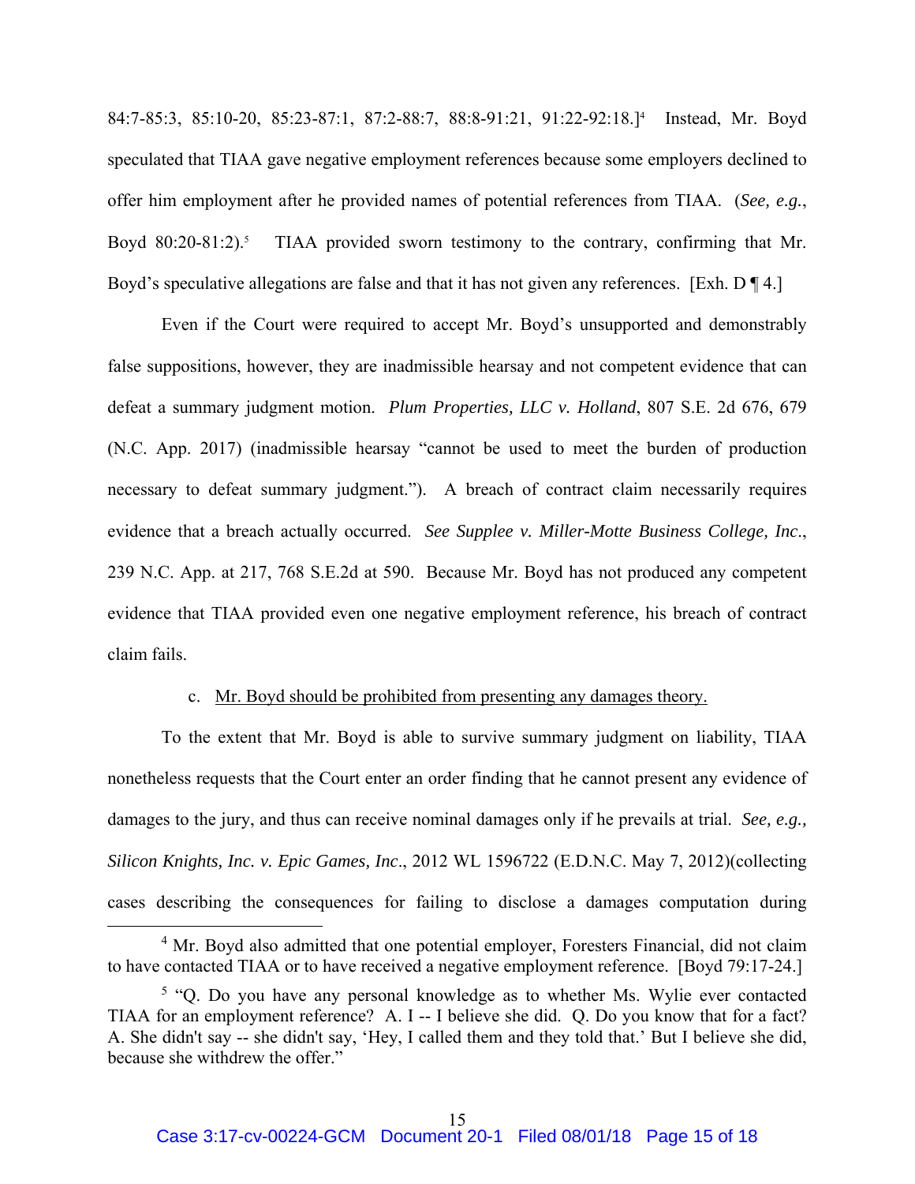84:7-85:3, 85:10-20, 85:23-87:1, 87:2-88:7, 88:8-91:21, 91:22-92:18.][4] Instead, Mr. Boyd speculated that TIAA gave negative employment references because some employers declined to offer him employment after he provided names of potential references from TIAA. (*See, e.g.*, Boyd 80:20-81:2).[5] TIAA provided sworn testimony to the contrary, confirming that Mr. Boyd's speculative allegations are false and that it has not given any references. [Exh. D ¶ 4.]

Even if the Court were required to accept Mr. Boyd's unsupported and demonstrably false suppositions, however, they are inadmissible hearsay and not competent evidence that can defeat a summary judgment motion. *Plum Properties, LLC v. Holland*, 807 S.E. 2d 676, 679 (N.C. App. 2017) (inadmissible hearsay "cannot be used to meet the burden of production necessary to defeat summary judgment."). A breach of contract claim necessarily requires evidence that a breach actually occurred. *See Supplee v. Miller-Motte Business College, Inc*., 239 N.C. App. at 217, 768 S.E.2d at 590. Because Mr. Boyd has not produced any competent evidence that TIAA provided even one negative employment reference, his breach of contract claim fails.

c. Mr. Boyd should be prohibited from presenting any damages theory.

To the extent that Mr. Boyd is able to survive summary judgment on liability, TIAA nonetheless requests that the Court enter an order finding that he cannot present any evidence of damages to the jury, and thus can receive nominal damages only if he prevails at trial. *See, e.g., Silicon Knights, Inc. v. Epic Games, Inc*., 2012 WL 1596722 (E.D.N.C. May 7, 2012)(collecting cases describing the consequences for failing to disclose a damages computation during

---

[4] Mr. Boyd also admitted that one potential employer, Foresters Financial, did not claim to have contacted TIAA or to have received a negative employment reference. [Boyd 79:17-24.]

[5] "Q. Do you have any personal knowledge as to whether Ms. Wylie ever contacted TIAA for an employment reference? A. I -- I believe she did. Q. Do you know that for a fact? A. She didn't say -- she didn't say, 'Hey, I called them and they told that.' But I believe she did, because she withdrew the offer."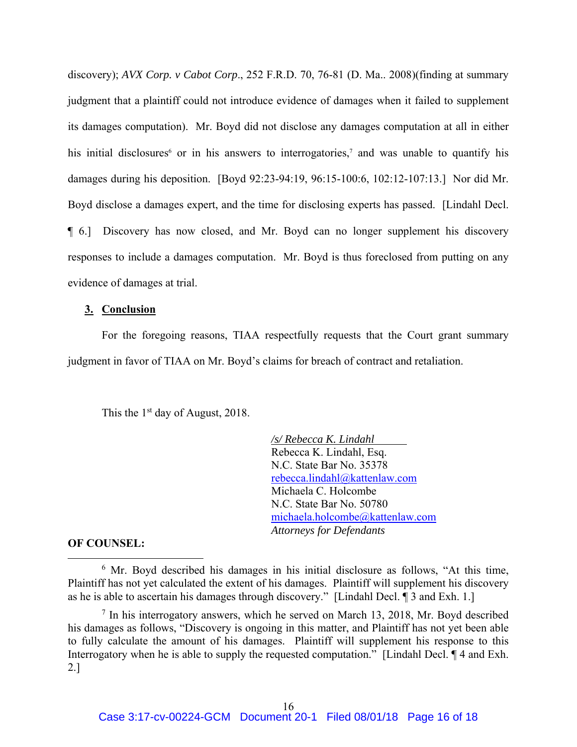discovery); *AVX Corp. v Cabot Corp*., 252 F.R.D. 70, 76-81 (D. Ma.. 2008)(finding at summary judgment that a plaintiff could not introduce evidence of damages when it failed to supplement its damages computation). Mr. Boyd did not disclose any damages computation at all in either his initial disclosures[6] or in his answers to interrogatories,[7] and was unable to quantify his damages during his deposition. [Boyd 92:23-94:19, 96:15-100:6, 102:12-107:13.] Nor did Mr. Boyd disclose a damages expert, and the time for disclosing experts has passed. [Lindahl Decl. ¶ 6.] Discovery has now closed, and Mr. Boyd can no longer supplement his discovery responses to include a damages computation. Mr. Boyd is thus foreclosed from putting on any evidence of damages at trial.

## 3. Conclusion

For the foregoing reasons, TIAA respectfully requests that the Court grant summary judgment in favor of TIAA on Mr. Boyd's claims for breach of contract and retaliation.

This the 1st day of August, 2018.

*/s/ Rebecca K. Lindahl*
Rebecca K. Lindahl, Esq.
N.C. State Bar No. 35378
rebecca.lindahl@kattenlaw.com
Michaela C. Holcombe
N.C. State Bar No. 50780
michaela.holcombe@kattenlaw.com
*Attorneys for Defendants*

**OF COUNSEL:**

---

[6] Mr. Boyd described his damages in his initial disclosure as follows, "At this time, Plaintiff has not yet calculated the extent of his damages. Plaintiff will supplement his discovery as he is able to ascertain his damages through discovery." [Lindahl Decl. ¶ 3 and Exh. 1.]

[7] In his interrogatory answers, which he served on March 13, 2018, Mr. Boyd described his damages as follows, "Discovery is ongoing in this matter, and Plaintiff has not yet been able to fully calculate the amount of his damages. Plaintiff will supplement his response to this Interrogatory when he is able to supply the requested computation." [Lindahl Decl. ¶ 4 and Exh. 2.]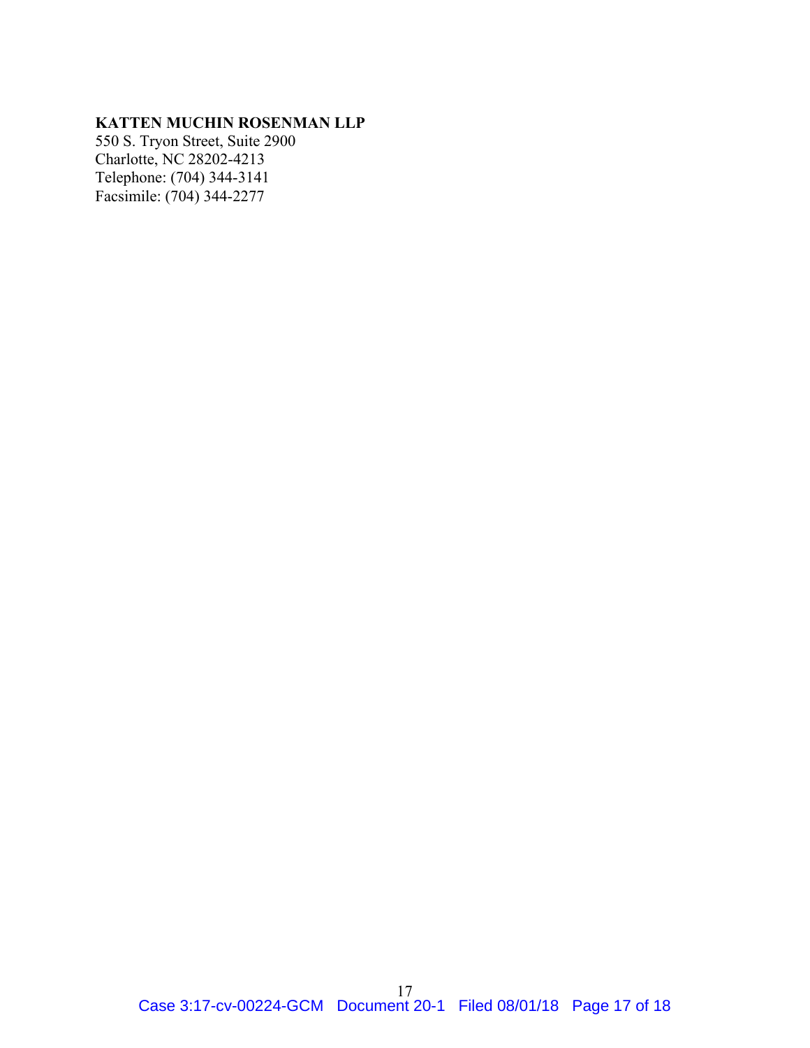**KATTEN MUCHIN ROSENMAN LLP**
550 S. Tryon Street, Suite 2900
Charlotte, NC 28202-4213
Telephone: (704) 344-3141
Facsimile: (704) 344-2277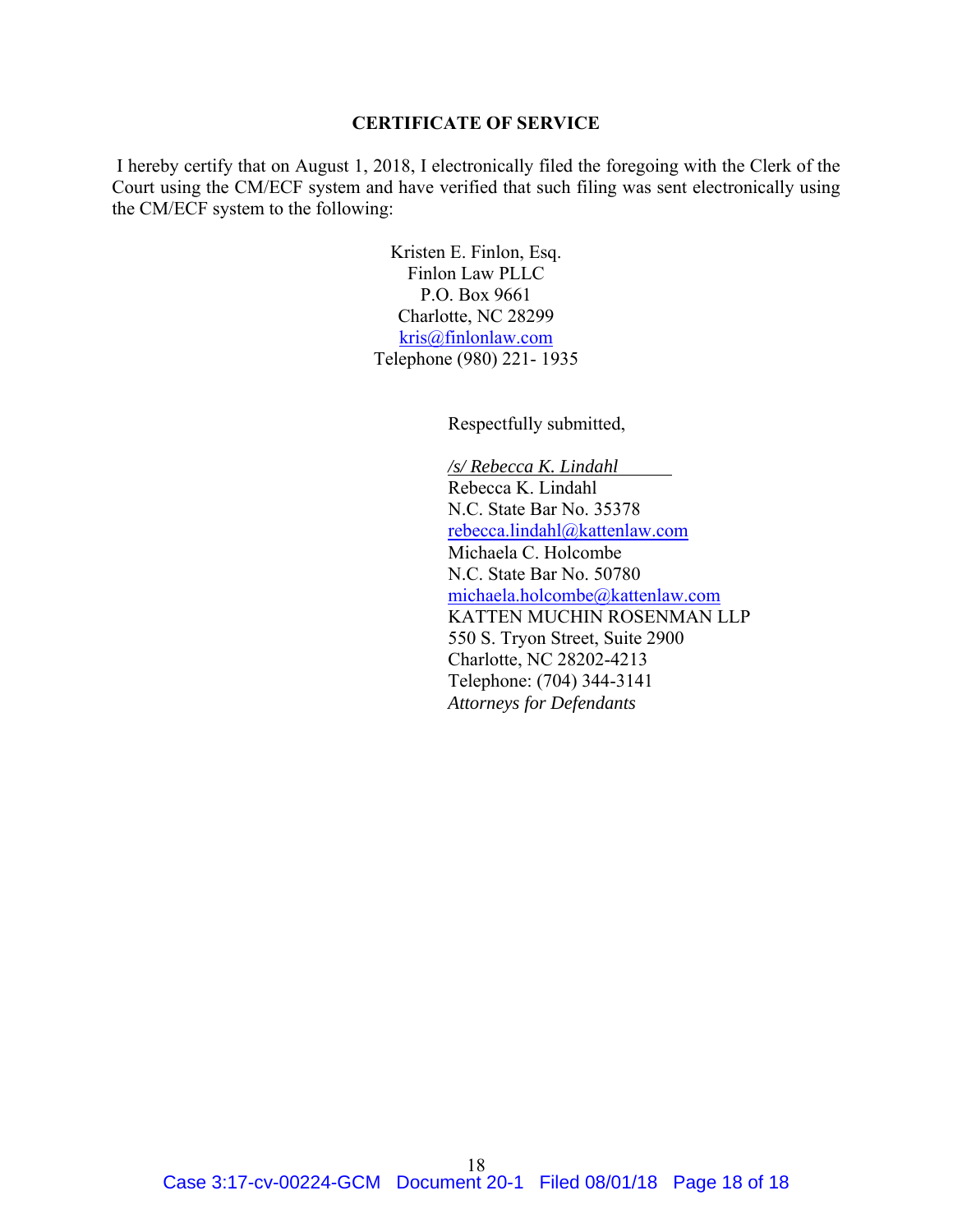**CERTIFICATE OF SERVICE**

I hereby certify that on August 1, 2018, I electronically filed the foregoing with the Clerk of the Court using the CM/ECF system and have verified that such filing was sent electronically using the CM/ECF system to the following:

Kristen E. Finlon, Esq.
Finlon Law PLLC
P.O. Box 9661
Charlotte, NC 28299
kris@finlonlaw.com
Telephone (980) 221- 1935

Respectfully submitted,

*/s/ Rebecca K. Lindahl*
Rebecca K. Lindahl
N.C. State Bar No. 35378
rebecca.lindahl@kattenlaw.com
Michaela C. Holcombe
N.C. State Bar No. 50780
michaela.holcombe@kattenlaw.com
KATTEN MUCHIN ROSENMAN LLP
550 S. Tryon Street, Suite 2900
Charlotte, NC 28202-4213
Telephone: (704) 344-3141
*Attorneys for Defendants*